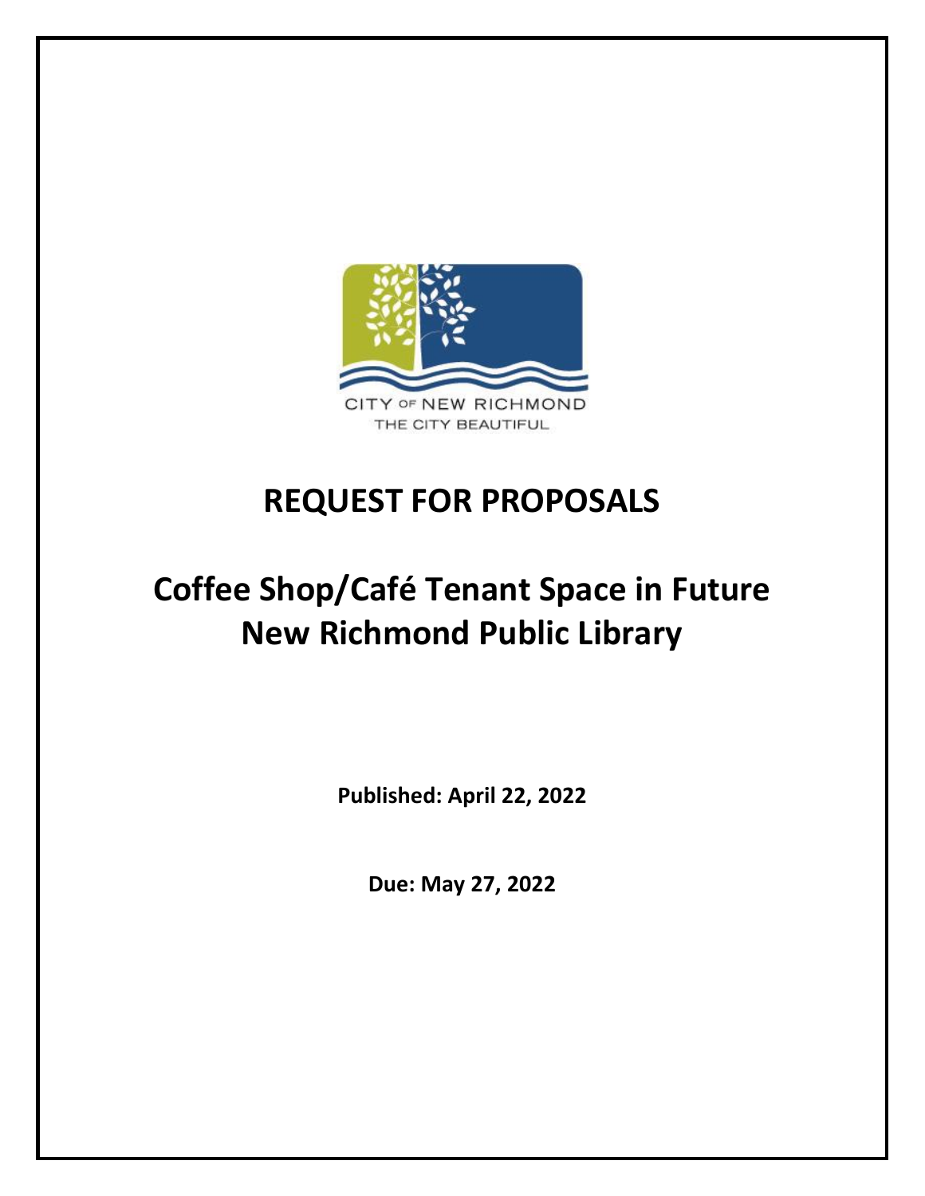CITY OF NEW RICHMOND
THE CITY BEAUTIFUL

# REQUEST FOR PROPOSALS

# Coffee Shop/Café Tenant Space in Future New Richmond Public Library

**Published: April 22, 2022**

**Due: May 27, 2022**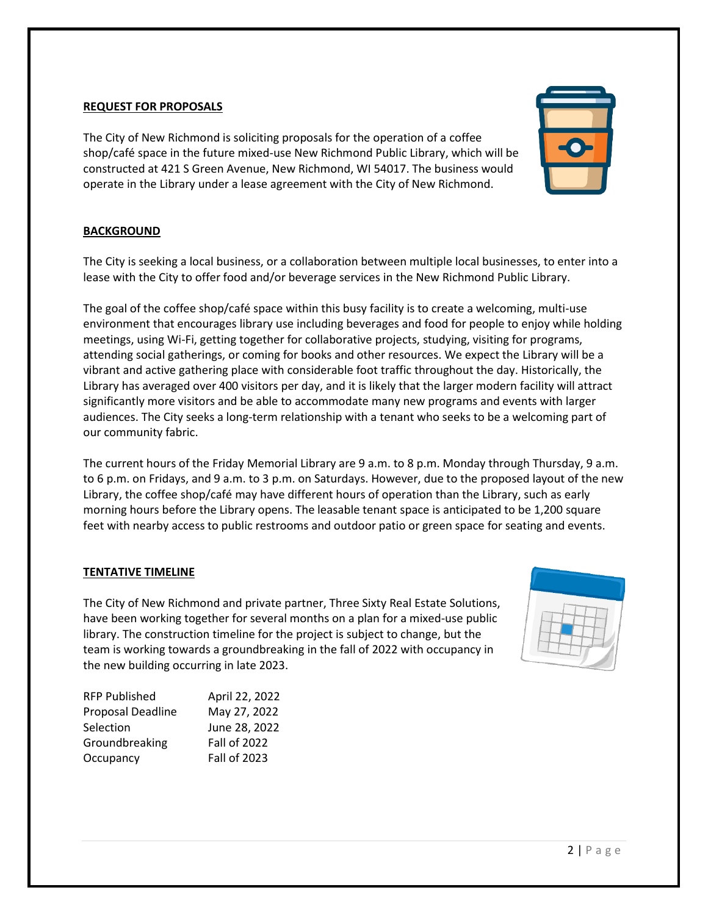## REQUEST FOR PROPOSALS

The City of New Richmond is soliciting proposals for the operation of a coffee shop/café space in the future mixed-use New Richmond Public Library, which will be constructed at 421 S Green Avenue, New Richmond, WI 54017. The business would operate in the Library under a lease agreement with the City of New Richmond.

## BACKGROUND

The City is seeking a local business, or a collaboration between multiple local businesses, to enter into a lease with the City to offer food and/or beverage services in the New Richmond Public Library.

The goal of the coffee shop/café space within this busy facility is to create a welcoming, multi-use environment that encourages library use including beverages and food for people to enjoy while holding meetings, using Wi-Fi, getting together for collaborative projects, studying, visiting for programs, attending social gatherings, or coming for books and other resources. We expect the Library will be a vibrant and active gathering place with considerable foot traffic throughout the day. Historically, the Library has averaged over 400 visitors per day, and it is likely that the larger modern facility will attract significantly more visitors and be able to accommodate many new programs and events with larger audiences. The City seeks a long-term relationship with a tenant who seeks to be a welcoming part of our community fabric.

The current hours of the Friday Memorial Library are 9 a.m. to 8 p.m. Monday through Thursday, 9 a.m. to 6 p.m. on Fridays, and 9 a.m. to 3 p.m. on Saturdays. However, due to the proposed layout of the new Library, the coffee shop/café may have different hours of operation than the Library, such as early morning hours before the Library opens. The leasable tenant space is anticipated to be 1,200 square feet with nearby access to public restrooms and outdoor patio or green space for seating and events.

## TENTATIVE TIMELINE

The City of New Richmond and private partner, Three Sixty Real Estate Solutions, have been working together for several months on a plan for a mixed-use public library. The construction timeline for the project is subject to change, but the team is working towards a groundbreaking in the fall of 2022 with occupancy in the new building occurring in late 2023.

| | |
|---|---|
| RFP Published | April 22, 2022 |
| Proposal Deadline | May 27, 2022 |
| Selection | June 28, 2022 |
| Groundbreaking | Fall of 2022 |
| Occupancy | Fall of 2023 |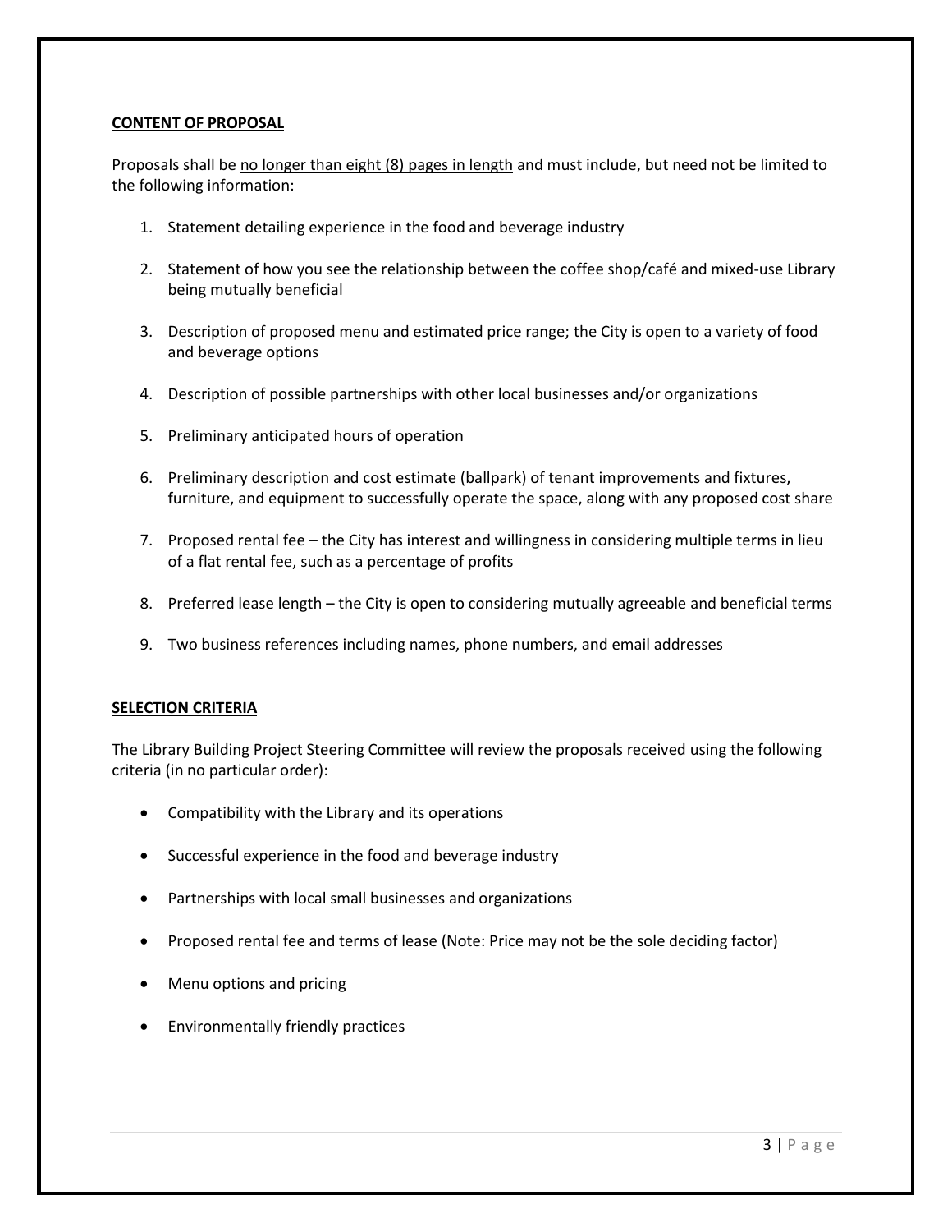## CONTENT OF PROPOSAL

Proposals shall be no longer than eight (8) pages in length and must include, but need not be limited to the following information:

1. Statement detailing experience in the food and beverage industry
2. Statement of how you see the relationship between the coffee shop/café and mixed-use Library being mutually beneficial
3. Description of proposed menu and estimated price range; the City is open to a variety of food and beverage options
4. Description of possible partnerships with other local businesses and/or organizations
5. Preliminary anticipated hours of operation
6. Preliminary description and cost estimate (ballpark) of tenant improvements and fixtures, furniture, and equipment to successfully operate the space, along with any proposed cost share
7. Proposed rental fee – the City has interest and willingness in considering multiple terms in lieu of a flat rental fee, such as a percentage of profits
8. Preferred lease length – the City is open to considering mutually agreeable and beneficial terms
9. Two business references including names, phone numbers, and email addresses

## SELECTION CRITERIA

The Library Building Project Steering Committee will review the proposals received using the following criteria (in no particular order):

- Compatibility with the Library and its operations
- Successful experience in the food and beverage industry
- Partnerships with local small businesses and organizations
- Proposed rental fee and terms of lease (Note: Price may not be the sole deciding factor)
- Menu options and pricing
- Environmentally friendly practices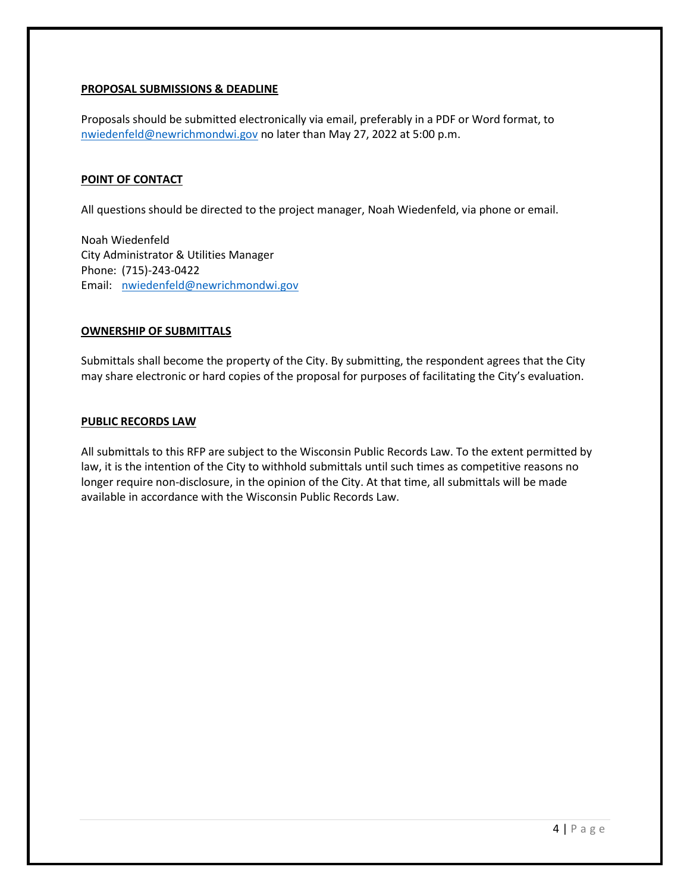**PROPOSAL SUBMISSIONS & DEADLINE**

Proposals should be submitted electronically via email, preferably in a PDF or Word format, to nwiedenfeld@newrichmondwi.gov no later than May 27, 2022 at 5:00 p.m.

**POINT OF CONTACT**

All questions should be directed to the project manager, Noah Wiedenfeld, via phone or email.

Noah Wiedenfeld
City Administrator & Utilities Manager
Phone: (715)-243-0422
Email: nwiedenfeld@newrichmondwi.gov

**OWNERSHIP OF SUBMITTALS**

Submittals shall become the property of the City. By submitting, the respondent agrees that the City may share electronic or hard copies of the proposal for purposes of facilitating the City's evaluation.

**PUBLIC RECORDS LAW**

All submittals to this RFP are subject to the Wisconsin Public Records Law. To the extent permitted by law, it is the intention of the City to withhold submittals until such times as competitive reasons no longer require non-disclosure, in the opinion of the City. At that time, all submittals will be made available in accordance with the Wisconsin Public Records Law.